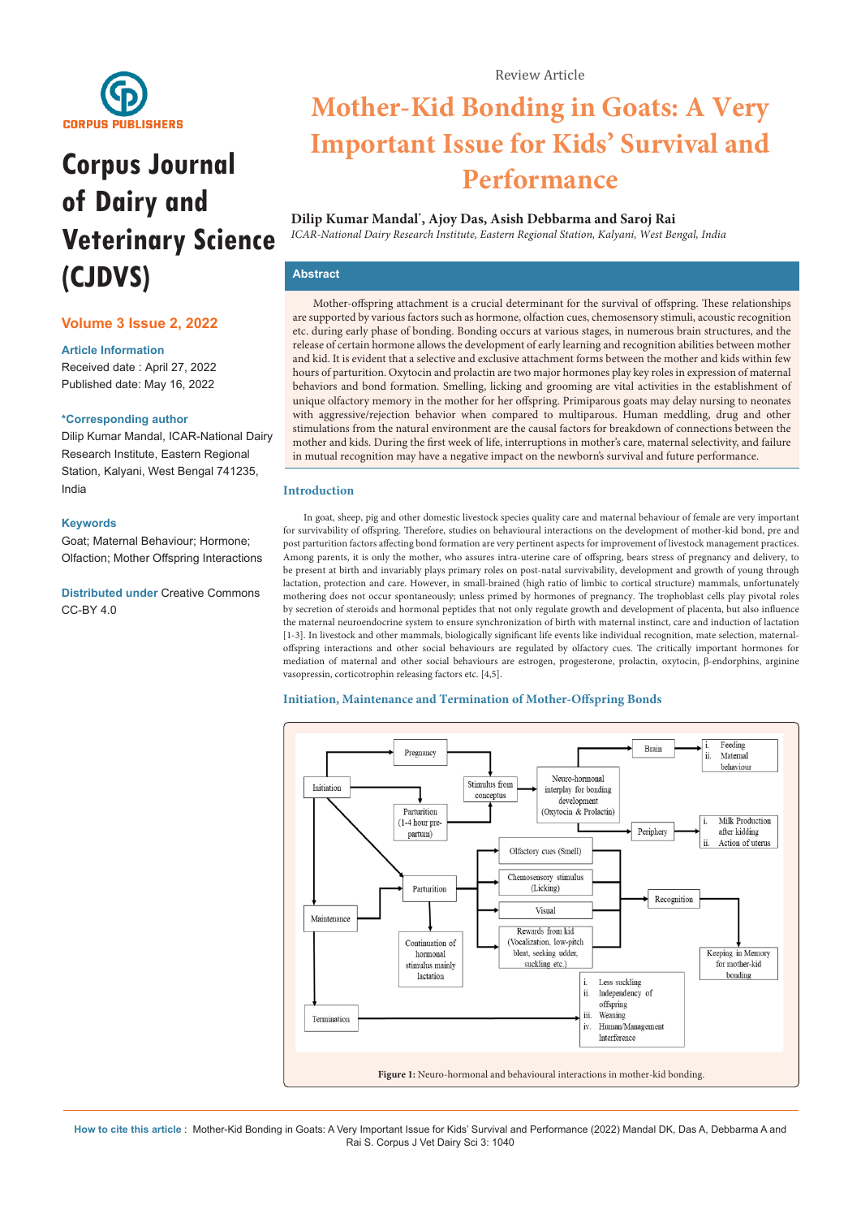Corpus Publishers

# Corpus Journal of Dairy and Veterinary Science (CJDVS)

**Volume 3 Issue 2, 2022**

**Article Information**

Received date : April 27, 2022
Published date: May 16, 2022

**\*Corresponding author**

Dilip Kumar Mandal, ICAR-National Dairy Research Institute, Eastern Regional Station, Kalyani, West Bengal 741235, India

**Keywords**

Goat; Maternal Behaviour; Hormone; Olfaction; Mother Offspring Interactions

**Distributed under** Creative Commons CC-BY 4.0

Review Article

# Mother-Kid Bonding in Goats: A Very Important Issue for Kids' Survival and Performance

**Dilip Kumar Mandal\*, Ajoy Das, Asish Debbarma and Saroj Rai**

*ICAR-National Dairy Research Institute, Eastern Regional Station, Kalyani, West Bengal, India*

## Abstract

Mother-offspring attachment is a crucial determinant for the survival of offspring. These relationships are supported by various factors such as hormone, olfaction cues, chemosensory stimuli, acoustic recognition etc. during early phase of bonding. Bonding occurs at various stages, in numerous brain structures, and the release of certain hormone allows the development of early learning and recognition abilities between mother and kid. It is evident that a selective and exclusive attachment forms between the mother and kids within few hours of parturition. Oxytocin and prolactin are two major hormones play key roles in expression of maternal behaviors and bond formation. Smelling, licking and grooming are vital activities in the establishment of unique olfactory memory in the mother for her offspring. Primiparous goats may delay nursing to neonates with aggressive/rejection behavior when compared to multiparous. Human meddling, drug and other stimulations from the natural environment are the causal factors for breakdown of connections between the mother and kids. During the first week of life, interruptions in mother's care, maternal selectivity, and failure in mutual recognition may have a negative impact on the newborn's survival and future performance.

## Introduction

In goat, sheep, pig and other domestic livestock species quality care and maternal behaviour of female are very important for survivability of offspring. Therefore, studies on behavioural interactions on the development of mother-kid bond, pre and post parturition factors affecting bond formation are very pertinent aspects for improvement of livestock management practices. Among parents, it is only the mother, who assures intra-uterine care of offspring, bears stress of pregnancy and delivery, to be present at birth and invariably plays primary roles on post-natal survivability, development and growth of young through lactation, protection and care. However, in small-brained (high ratio of limbic to cortical structure) mammals, unfortunately mothering does not occur spontaneously; unless primed by hormones of pregnancy. The trophoblast cells play pivotal roles by secretion of steroids and hormonal peptides that not only regulate growth and development of placenta, but also influence the maternal neuroendocrine system to ensure synchronization of birth with maternal instinct, care and induction of lactation [1-3]. In livestock and other mammals, biologically significant life events like individual recognition, mate selection, maternal-offspring interactions and other social behaviours are regulated by olfactory cues. The critically important hormones for mediation of maternal and other social behaviours are estrogen, progesterone, prolactin, oxytocin, β-endorphins, arginine vasopressin, corticotrophin releasing factors etc. [4,5].

## Initiation, Maintenance and Termination of Mother-Offspring Bonds

Initiation
Pregnancy
Parturition (1-4 hour pre-partum)
Stimulus from conceptus
Neuro-hormonal interplay for bonding development (Oxytocin & Prolactin)
Brain
i. Feeding
ii. Maternal behaviour
Periphery
i. Milk Production after kidding
ii. Action of uterus
Olfactory cues (Smell)
Chemosensory stimulus (Licking)
Visual
Rewards from kid (Vocalization, low-pitch bleat, seeking udder, suckling etc.)
Recognition
Keeping in Memory for mother-kid bonding
Maintenance
Parturition
Continuation of hormonal stimulus mainly lactation
Termination
i. Less suckling
ii. Independency of offspring
iii. Weaning
iv. Human/Management Interference

**Figure 1:** Neuro-hormonal and behavioural interactions in mother-kid bonding.

**How to cite this article :** Mother-Kid Bonding in Goats: A Very Important Issue for Kids' Survival and Performance (2022) Mandal DK, Das A, Debbarma A and Rai S. Corpus J Vet Dairy Sci 3: 1040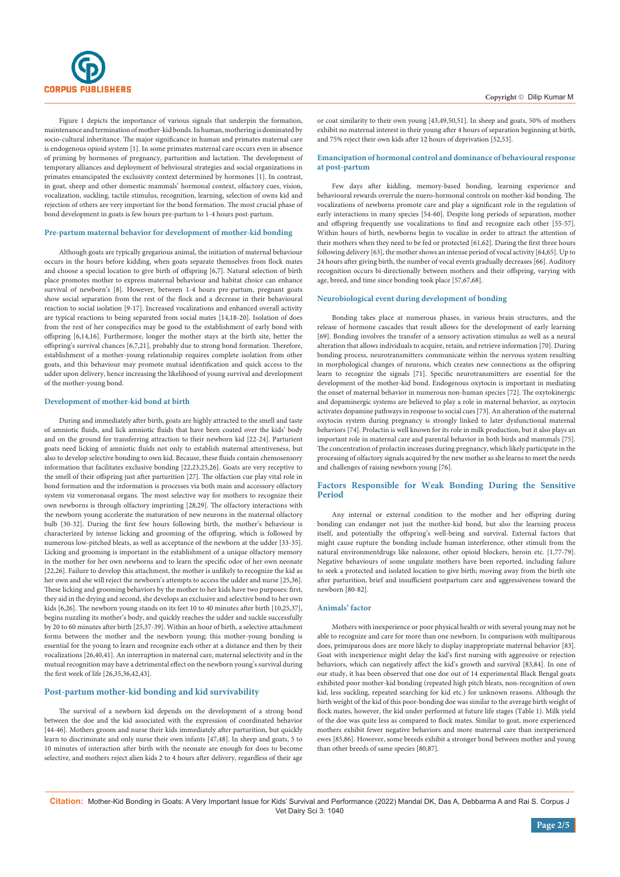Figure 1 depicts the importance of various signals that underpin the formation, maintenance and termination of mother-kid bonds. In human, mothering is dominated by socio-cultural inheritance. The major significance in human and primates maternal care is endogenous opioid system [1]. In some primates maternal care occurs even in absence of priming by hormones of pregnancy, parturition and lactation. The development of temporary alliances and deployment of behvioural strategies and social organizations in primates emancipated the exclusivity context determined by hormones [1]. In contrast, in goat, sheep and other domestic mammals' hormonal context, olfactory cues, vision, vocalization, suckling, tactile stimulus, recognition, learning, selection of owns kid and rejection of others are very important for the bond formation. The most crucial phase of bond development in goats is few hours pre-partum to 1-4 hours post-partum.

### Pre-partum maternal behavior for development of mother-kid bonding

Although goats are typically gregarious animal, the initiation of maternal behaviour occurs in the hours before kidding, when goats separate themselves from flock mates and choose a special location to give birth of offspring [6,7]. Natural selection of birth place promotes mother to express maternal behaviour and habitat choice can enhance survival of newborn's [8]. However, between 1-4 hours pre-partum, pregnant goats show social separation from the rest of the flock and a decrease in their behavioural reaction to social isolation [9-17]. Increased vocalizations and enhanced overall activity are typical reactions to being separated from social mates [14,18-20]. Isolation of does from the rest of her conspecifics may be good to the establishment of early bond with offspring [6,14,16]. Furthermore, longer the mother stays at the birth site, better the offspring's survival chances [6,7,21], probably due to strong bond formation. Therefore, establishment of a mother-young relationship requires complete isolation from other goats, and this behaviour may promote mutual identification and quick access to the udder upon delivery, hence increasing the likelihood of young survival and development of the mother-young bond.

### Development of mother-kid bond at birth

During and immediately after birth, goats are highly attracted to the smell and taste of amniotic fluids, and lick amniotic fluids that have been coated over the kids' body and on the ground for transferring attraction to their newborn kid [22-24]. Parturient goats need licking of amniotic fluids not only to establish maternal attentiveness, but also to develop selective bonding to own kid. Because, these fluids contain chemosensory information that facilitates exclusive bonding [22,23,25,26]. Goats are very receptive to the smell of their offspring just after parturition [27]. The olfaction cue play vital role in bond formation and the information is processes via both main and accessory olfactory system viz vomeronasal organs. The most selective way for mothers to recognize their own newborns is through olfactory imprinting [28,29]. The olfactory interactions with the newborn young accelerate the maturation of new neurons in the maternal olfactory bulb [30-32]. During the first few hours following birth, the mother's behaviour is characterized by intense licking and grooming of the offspring, which is followed by numerous low-pitched bleats, as well as acceptance of the newborn at the udder [33-35]. Licking and grooming is important in the establishment of a unique olfactory memory in the mother for her own newborns and to learn the specific odor of her own neonate [22,26]. Failure to develop this attachment, the mother is unlikely to recognize the kid as her own and she will reject the newborn's attempts to access the udder and nurse [25,36]. These licking and grooming behaviors by the mother to her kids have two purposes: first, they aid in the drying and second, she develops an exclusive and selective bond to her own kids [6,26]. The newborn young stands on its feet 10 to 40 minutes after birth [10,25,37], begins nuzzling its mother's body, and quickly reaches the udder and suckle successfully by 20 to 60 minutes after birth [25,37-39]. Within an hour of birth, a selective attachment forms between the mother and the newborn young; this mother-young bonding is essential for the young to learn and recognize each other at a distance and then by their vocalizations [26,40,41]. An interruption in maternal care, maternal selectivity and in the mutual recognition may have a detrimental effect on the newborn young's survival during the first week of life [26,35,36,42,43].

### Post-partum mother-kid bonding and kid survivability

The survival of a newborn kid depends on the development of a strong bond between the doe and the kid associated with the expression of coordinated behavior [44-46]. Mothers groom and nurse their kids immediately after parturition, but quickly learn to discriminate and only nurse their own infants [47,48]. In sheep and goats, 5 to 10 minutes of interaction after birth with the neonate are enough for does to become selective, and mothers reject alien kids 2 to 4 hours after delivery, regardless of their age or coat similarity to their own young [43,49,50,51]. In sheep and goats, 50% of mothers exhibit no maternal interest in their young after 4 hours of separation beginning at birth, and 75% reject their own kids after 12 hours of deprivation [52,53].

### Emancipation of hormonal control and dominance of behavioural response at post-partum

Few days after kidding, memory-based bonding, learning experience and behavioural rewards overrule the nuero-hormonal controls on mother-kid bonding. The vocalizations of newborns promote care and play a significant role in the regulation of early interactions in many species [54-60]. Despite long periods of separation, mother and offspring frequently use vocalizations to find and recognize each other [55-57]. Within hours of birth, newborns begin to vocalize in order to attract the attention of their mothers when they need to be fed or protected [61,62]. During the first three hours following delivery [63], the mother shows an intense period of vocal activity [64,65]. Up to 24 hours after giving birth, the number of vocal events gradually decreases [66]. Auditory recognition occurs bi-directionally between mothers and their offspring, varying with age, breed, and time since bonding took place [57,67,68].

### Neurobiological event during development of bonding

Bonding takes place at numerous phases, in various brain structures, and the release of hormone cascades that result allows for the development of early learning [69]. Bonding involves the transfer of a sensory activation stimulus as well as a neural alteration that allows individuals to acquire, retain, and retrieve information [70]. During bonding process, neurotransmitters communicate within the nervous system resulting in morphological changes of neurons, which creates new connections as the offspring learn to recognize the signals [71]. Specific neurotransmitters are essential for the development of the mother-kid bond. Endogenous oxytocin is important in mediating the onset of maternal behavior in numerous non-human species [72]. The oxytokinergic and dopaminergic systems are believed to play a role in maternal behavior, as oxytocin activates dopamine pathways in response to social cues [73]. An alteration of the maternal oxytocin system during pregnancy is strongly linked to later dysfunctional maternal behaviors [74]. Prolactin is well known for its role in milk production, but it also plays an important role in maternal care and parental behavior in both birds and mammals [75]. The concentration of prolactin increases during pregnancy, which likely participate in the processing of olfactory signals acquired by the new mother as she learns to meet the needs and challenges of raising newborn young [76].

## Factors Responsible for Weak Bonding During the Sensitive Period

Any internal or external condition to the mother and her offspring during bonding can endanger not just the mother-kid bond, but also the learning process itself, and potentially the offspring's well-being and survival. External factors that might cause rupture the bonding include human interference, other stimuli from the natural environmentdrugs like naloxone, other opioid blockers, heroin etc. [1,77-79]. Negative behaviours of some ungulate mothers have been reported, including failure to seek a protected and isolated location to give birth; moving away from the birth site after parturition, brief and insufficient postpartum care and aggressiveness toward the newborn [80-82].

### Animals' factor

Mothers with inexperience or poor physical health or with several young may not be able to recognize and care for more than one newborn. In comparison with multiparous does, primiparous does are more likely to display inappropriate maternal behavior [83]. Goat with inexperience might delay the kid's first nursing with aggressive or rejection behaviors, which can negatively affect the kid's growth and survival [83,84]. In one of our study, it has been observed that one doe out of 14 experimental Black Bengal goats exhibited poor mother-kid bonding (repeated high pitch bleats, non-recognition of own kid, less suckling, repeated searching for kid etc.) for unknown reasons. Although the birth weight of the kid of this poor-bonding doe was similar to the average birth weight of flock mates, however, the kid under performed at future life stages (Table 1). Milk yield of the doe was quite less as compared to flock mates. Similar to goat, more experienced mothers exhibit fewer negative behaviors and more maternal care than inexperienced ewes [85,86]. However, some breeds exhibit a stronger bond between mother and young than other breeds of same species [80,87].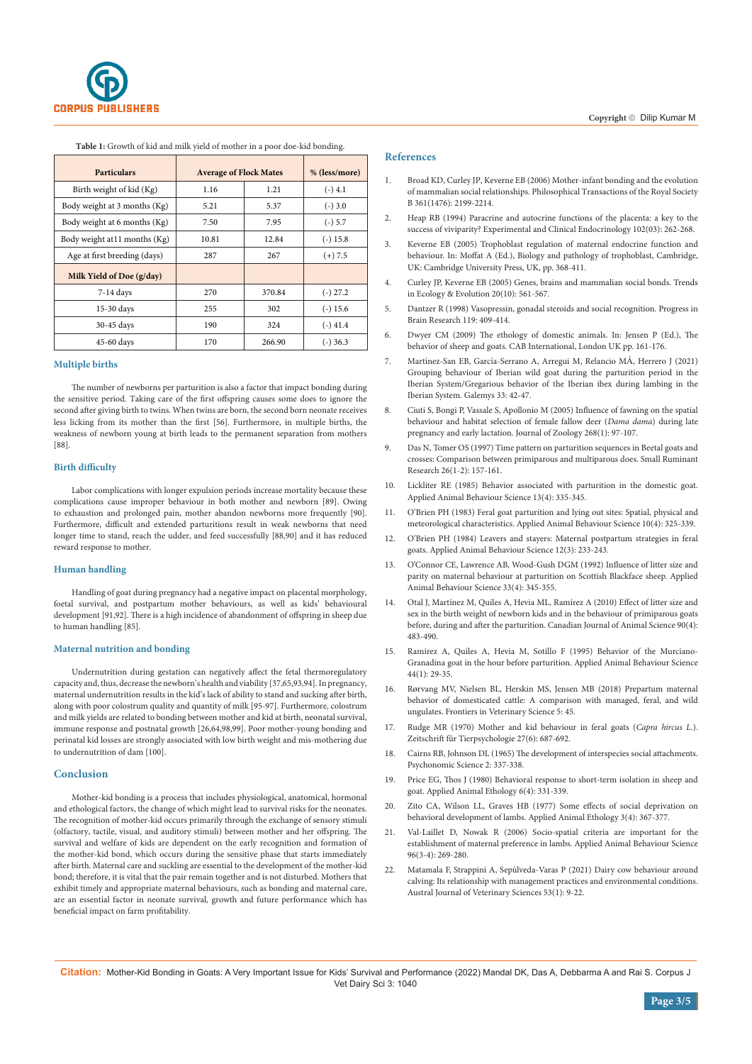**Table 1:** Growth of kid and milk yield of mother in a poor doe-kid bonding.

| Particulars | Average of Flock Mates | | % (less/more) |
|---|---|---|---|
| Birth weight of kid (Kg) | 1.16 | 1.21 | (-) 4.1 |
| Body weight at 3 months (Kg) | 5.21 | 5.37 | (-) 3.0 |
| Body weight at 6 months (Kg) | 7.50 | 7.95 | (-) 5.7 |
| Body weight at11 months (Kg) | 10.81 | 12.84 | (-) 15.8 |
| Age at first breeding (days) | 287 | 267 | (+) 7.5 |
| **Milk Yield of Doe (g/day)** | | | |
| 7-14 days | 270 | 370.84 | (-) 27.2 |
| 15-30 days | 255 | 302 | (-) 15.6 |
| 30-45 days | 190 | 324 | (-) 41.4 |
| 45-60 days | 170 | 266.90 | (-) 36.3 |

### Multiple births

The number of newborns per parturition is also a factor that impact bonding during the sensitive period. Taking care of the first offspring causes some does to ignore the second after giving birth to twins. When twins are born, the second born neonate receives less licking from its mother than the first [56]. Furthermore, in multiple births, the weakness of newborn young at birth leads to the permanent separation from mothers [88].

### Birth difficulty

Labor complications with longer expulsion periods increase mortality because these complications cause improper behaviour in both mother and newborn [89]. Owing to exhaustion and prolonged pain, mother abandon newborns more frequently [90]. Furthermore, difficult and extended parturitions result in weak newborns that need longer time to stand, reach the udder, and feed successfully [88,90] and it has reduced reward response to mother.

### Human handling

Handling of goat during pregnancy had a negative impact on placental morphology, foetal survival, and postpartum mother behaviours, as well as kids' behavioural development [91,92]. There is a high incidence of abandonment of offspring in sheep due to human handling [85].

### Maternal nutrition and bonding

Undernutrition during gestation can negatively affect the fetal thermoregulatory capacity and, thus, decrease the newborn's health and viability [37,65,93,94]. In pregnancy, maternal undernutrition results in the kid's lack of ability to stand and sucking after birth, along with poor colostrum quality and quantity of milk [95-97]. Furthermore, colostrum and milk yields are related to bonding between mother and kid at birth, neonatal survival, immune response and postnatal growth [26,64,98,99]. Poor mother-young bonding and perinatal kid losses are strongly associated with low birth weight and mis-mothering due to undernutrition of dam [100].

## Conclusion

Mother-kid bonding is a process that includes physiological, anatomical, hormonal and ethological factors, the change of which might lead to survival risks for the neonates. The recognition of mother-kid occurs primarily through the exchange of sensory stimuli (olfactory, tactile, visual, and auditory stimuli) between mother and her offspring. The survival and welfare of kids are dependent on the early recognition and formation of the mother-kid bond, which occurs during the sensitive phase that starts immediately after birth. Maternal care and suckling are essential to the development of the mother-kid bond; therefore, it is vital that the pair remain together and is not disturbed. Mothers that exhibit timely and appropriate maternal behaviours, such as bonding and maternal care, are an essential factor in neonate survival, growth and future performance which has beneficial impact on farm profitability.

## References

1. Broad KD, Curley JP, Keverne EB (2006) Mother-infant bonding and the evolution of mammalian social relationships. Philosophical Transactions of the Royal Society B 361(1476): 2199-2214.
2. Heap RB (1994) Paracrine and autocrine functions of the placenta: a key to the success of viviparity? Experimental and Clinical Endocrinology 102(03): 262-268.
3. Keverne EB (2005) Trophoblast regulation of maternal endocrine function and behaviour. In: Moffat A (Ed.), Biology and pathology of trophoblast, Cambridge, UK: Cambridge University Press, UK, pp. 368-411.
4. Curley JP, Keverne EB (2005) Genes, brains and mammalian social bonds. Trends in Ecology & Evolution 20(10): 561-567.
5. Dantzer R (1998) Vasopressin, gonadal steroids and social recognition. Progress in Brain Research 119: 409-414.
6. Dwyer CM (2009) The ethology of domestic animals. In: Jensen P (Ed.), The behavior of sheep and goats. CAB International, London UK pp. 161-176.
7. Martinez-San EB, García-Serrano A, Arregui M, Relancio MÁ, Herrero J (2021) Grouping behaviour of Iberian wild goat during the parturition period in the Iberian System/Gregarious behavior of the Iberian ibex during lambing in the Iberian System. Galemys 33: 42-47.
8. Ciuti S, Bongi P, Vassale S, Apollonio M (2005) Influence of fawning on the spatial behaviour and habitat selection of female fallow deer (*Dama dama*) during late pregnancy and early lactation. Journal of Zoology 268(1): 97-107.
9. Das N, Tomer OS (1997) Time pattern on parturition sequences in Beetal goats and crosses: Comparison between primiparous and multiparous does. Small Ruminant Research 26(1-2): 157-161.
10. Lickliter RE (1985) Behavior associated with parturition in the domestic goat. Applied Animal Behaviour Science 13(4): 335-345.
11. O'Brien PH (1983) Feral goat parturition and lying out sites: Spatial, physical and meteorological characteristics. Applied Animal Behaviour Science 10(4): 325-339.
12. O'Brien PH (1984) Leavers and stayers: Maternal postpartum strategies in feral goats. Applied Animal Behaviour Science 12(3): 233-243.
13. O'Connor CE, Lawrence AB, Wood-Gush DGM (1992) Influence of litter size and parity on maternal behaviour at parturition on Scottish Blackface sheep. Applied Animal Behaviour Science 33(4): 345-355.
14. Otal J, Martínez M, Quiles A, Hevia ML, Ramírez A (2010) Effect of litter size and sex in the birth weight of newborn kids and in the behaviour of primiparous goats before, during and after the parturition. Canadian Journal of Animal Science 90(4): 483-490.
15. Ramírez A, Quiles A, Hevia M, Sotillo F (1995) Behavior of the Murciano-Granadina goat in the hour before parturition. Applied Animal Behaviour Science 44(1): 29-35.
16. Rørvang MV, Nielsen BL, Herskin MS, Jensen MB (2018) Prepartum maternal behavior of domesticated cattle: A comparison with managed, feral, and wild ungulates. Frontiers in Veterinary Science 5: 45.
17. Rudge MR (1970) Mother and kid behaviour in feral goats (*Capra hircus L.*). Zeitschrift für Tierpsychologie 27(6): 687-692.
18. Cairns RB, Johnson DL (1965) The development of interspecies social attachments. Psychonomic Science 2: 337-338.
19. Price EG, Thos J (1980) Behavioral response to short-term isolation in sheep and goat. Applied Animal Ethology 6(4): 331-339.
20. Zito CA, Wilson LL, Graves HB (1977) Some effects of social deprivation on behavioral development of lambs. Applied Animal Ethology 3(4): 367-377.
21. Val-Laillet D, Nowak R (2006) Socio-spatial criteria are important for the establishment of maternal preference in lambs. Applied Animal Behaviour Science 96(3-4): 269-280.
22. Matamala F, Strappini A, Sepúlveda-Varas P (2021) Dairy cow behaviour around calving: Its relationship with management practices and environmental conditions. Austral Journal of Veterinary Sciences 53(1): 9-22.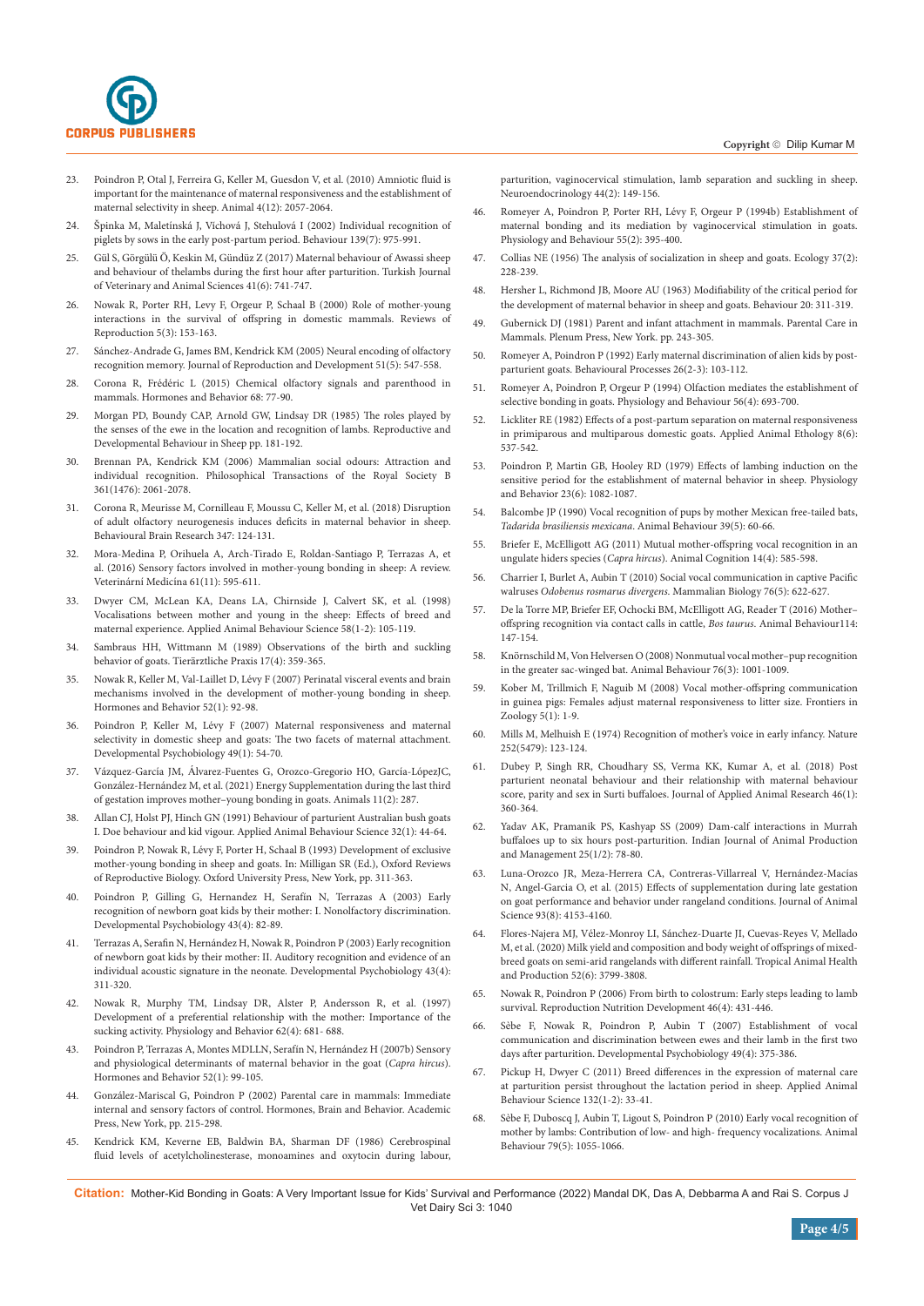23. Poindron P, Otal J, Ferreira G, Keller M, Guesdon V, et al. (2010) Amniotic fluid is important for the maintenance of maternal responsiveness and the establishment of maternal selectivity in sheep. Animal 4(12): 2057-2064.
24. Špinka M, Maletínská J, Víchová J, Stehulová I (2002) Individual recognition of piglets by sows in the early post-partum period. Behaviour 139(7): 975-991.
25. Gül S, Görgülü Ö, Keskin M, Gündüz Z (2017) Maternal behaviour of Awassi sheep and behaviour of thelambs during the first hour after parturition. Turkish Journal of Veterinary and Animal Sciences 41(6): 741-747.
26. Nowak R, Porter RH, Levy F, Orgeur P, Schaal B (2000) Role of mother-young interactions in the survival of offspring in domestic mammals. Reviews of Reproduction 5(3): 153-163.
27. Sánchez-Andrade G, James BM, Kendrick KM (2005) Neural encoding of olfactory recognition memory. Journal of Reproduction and Development 51(5): 547-558.
28. Corona R, Frédéric L (2015) Chemical olfactory signals and parenthood in mammals. Hormones and Behavior 68: 77-90.
29. Morgan PD, Boundy CAP, Arnold GW, Lindsay DR (1985) The roles played by the senses of the ewe in the location and recognition of lambs. Reproductive and Developmental Behaviour in Sheep pp. 181-192.
30. Brennan PA, Kendrick KM (2006) Mammalian social odours: Attraction and individual recognition. Philosophical Transactions of the Royal Society B 361(1476): 2061-2078.
31. Corona R, Meurisse M, Cornilleau F, Moussu C, Keller M, et al. (2018) Disruption of adult olfactory neurogenesis induces deficits in maternal behavior in sheep. Behavioural Brain Research 347: 124-131.
32. Mora-Medina P, Orihuela A, Arch-Tirado E, Roldan-Santiago P, Terrazas A, et al. (2016) Sensory factors involved in mother-young bonding in sheep: A review. Veterinární Medicína 61(11): 595-611.
33. Dwyer CM, McLean KA, Deans LA, Chirnside J, Calvert SK, et al. (1998) Vocalisations between mother and young in the sheep: Effects of breed and maternal experience. Applied Animal Behaviour Science 58(1-2): 105-119.
34. Sambraus HH, Wittmann M (1989) Observations of the birth and suckling behavior of goats. Tierärztliche Praxis 17(4): 359-365.
35. Nowak R, Keller M, Val-Laillet D, Lévy F (2007) Perinatal visceral events and brain mechanisms involved in the development of mother-young bonding in sheep. Hormones and Behavior 52(1): 92-98.
36. Poindron P, Keller M, Lévy F (2007) Maternal responsiveness and maternal selectivity in domestic sheep and goats: The two facets of maternal attachment. Developmental Psychobiology 49(1): 54-70.
37. Vázquez-García JM, Álvarez-Fuentes G, Orozco-Gregorio HO, García-LópezJC, González-Hernández M, et al. (2021) Energy Supplementation during the last third of gestation improves mother–young bonding in goats. Animals 11(2): 287.
38. Allan CJ, Holst PJ, Hinch GN (1991) Behaviour of parturient Australian bush goats I. Doe behaviour and kid vigour. Applied Animal Behaviour Science 32(1): 44-64.
39. Poindron P, Nowak R, Lévy F, Porter H, Schaal B (1993) Development of exclusive mother-young bonding in sheep and goats. In: Milligan SR (Ed.), Oxford Reviews of Reproductive Biology. Oxford University Press, New York, pp. 311-363.
40. Poindron P, Gilling G, Hernandez H, Serafín N, Terrazas A (2003) Early recognition of newborn goat kids by their mother: I. Nonolfactory discrimination. Developmental Psychobiology 43(4): 82-89.
41. Terrazas A, Serafin N, Hernández H, Nowak R, Poindron P (2003) Early recognition of newborn goat kids by their mother: II. Auditory recognition and evidence of an individual acoustic signature in the neonate. Developmental Psychobiology 43(4): 311-320.
42. Nowak R, Murphy TM, Lindsay DR, Alster P, Andersson R, et al. (1997) Development of a preferential relationship with the mother: Importance of the sucking activity. Physiology and Behavior 62(4): 681- 688.
43. Poindron P, Terrazas A, Montes MDLLN, Serafín N, Hernández H (2007b) Sensory and physiological determinants of maternal behavior in the goat (*Capra hircus*). Hormones and Behavior 52(1): 99-105.
44. González-Mariscal G, Poindron P (2002) Parental care in mammals: Immediate internal and sensory factors of control. Hormones, Brain and Behavior. Academic Press, New York, pp. 215-298.
45. Kendrick KM, Keverne EB, Baldwin BA, Sharman DF (1986) Cerebrospinal fluid levels of acetylcholinesterase, monoamines and oxytocin during labour, parturition, vaginocervical stimulation, lamb separation and suckling in sheep. Neuroendocrinology 44(2): 149-156.
46. Romeyer A, Poindron P, Porter RH, Lévy F, Orgeur P (1994b) Establishment of maternal bonding and its mediation by vaginocervical stimulation in goats. Physiology and Behaviour 55(2): 395-400.
47. Collias NE (1956) The analysis of socialization in sheep and goats. Ecology 37(2): 228-239.
48. Hersher L, Richmond JB, Moore AU (1963) Modifiability of the critical period for the development of maternal behavior in sheep and goats. Behaviour 20: 311-319.
49. Gubernick DJ (1981) Parent and infant attachment in mammals. Parental Care in Mammals. Plenum Press, New York. pp. 243-305.
50. Romeyer A, Poindron P (1992) Early maternal discrimination of alien kids by post-parturient goats. Behavioural Processes 26(2-3): 103-112.
51. Romeyer A, Poindron P, Orgeur P (1994) Olfaction mediates the establishment of selective bonding in goats. Physiology and Behaviour 56(4): 693-700.
52. Lickliter RE (1982) Effects of a post-partum separation on maternal responsiveness in primiparous and multiparous domestic goats. Applied Animal Ethology 8(6): 537-542.
53. Poindron P, Martin GB, Hooley RD (1979) Effects of lambing induction on the sensitive period for the establishment of maternal behavior in sheep. Physiology and Behavior 23(6): 1082-1087.
54. Balcombe JP (1990) Vocal recognition of pups by mother Mexican free-tailed bats, *Tadarida brasiliensis mexicana*. Animal Behaviour 39(5): 60-66.
55. Briefer E, McElligott AG (2011) Mutual mother-offspring vocal recognition in an ungulate hiders species (*Capra hircus*). Animal Cognition 14(4): 585-598.
56. Charrier I, Burlet A, Aubin T (2010) Social vocal communication in captive Pacific walruses *Odobenus rosmarus divergens*. Mammalian Biology 76(5): 622-627.
57. De la Torre MP, Briefer EF, Ochocki BM, McElligott AG, Reader T (2016) Mother–offspring recognition via contact calls in cattle, *Bos taurus*. Animal Behaviour114: 147-154.
58. Knörnschild M, Von Helversen O (2008) Nonmutual vocal mother–pup recognition in the greater sac-winged bat. Animal Behaviour 76(3): 1001-1009.
59. Kober M, Trillmich F, Naguib M (2008) Vocal mother-offspring communication in guinea pigs: Females adjust maternal responsiveness to litter size. Frontiers in Zoology 5(1): 1-9.
60. Mills M, Melhuish E (1974) Recognition of mother's voice in early infancy. Nature 252(5479): 123-124.
61. Dubey P, Singh RR, Choudhary SS, Verma KK, Kumar A, et al. (2018) Post parturient neonatal behaviour and their relationship with maternal behaviour score, parity and sex in Surti buffaloes. Journal of Applied Animal Research 46(1): 360-364.
62. Yadav AK, Pramanik PS, Kashyap SS (2009) Dam-calf interactions in Murrah buffaloes up to six hours post-parturition. Indian Journal of Animal Production and Management 25(1/2): 78-80.
63. Luna-Orozco JR, Meza-Herrera CA, Contreras-Villarreal V, Hernández-Macías N, Angel-Garcia O, et al. (2015) Effects of supplementation during late gestation on goat performance and behavior under rangeland conditions. Journal of Animal Science 93(8): 4153-4160.
64. Flores-Najera MJ, Vélez-Monroy LI, Sánchez-Duarte JI, Cuevas-Reyes V, Mellado M, et al. (2020) Milk yield and composition and body weight of offsprings of mixed-breed goats on semi-arid rangelands with different rainfall. Tropical Animal Health and Production 52(6): 3799-3808.
65. Nowak R, Poindron P (2006) From birth to colostrum: Early steps leading to lamb survival. Reproduction Nutrition Development 46(4): 431-446.
66. Sèbe F, Nowak R, Poindron P, Aubin T (2007) Establishment of vocal communication and discrimination between ewes and their lamb in the first two days after parturition. Developmental Psychobiology 49(4): 375-386.
67. Pickup H, Dwyer C (2011) Breed differences in the expression of maternal care at parturition persist throughout the lactation period in sheep. Applied Animal Behaviour Science 132(1-2): 33-41.
68. Sèbe F, Duboscq J, Aubin T, Ligout S, Poindron P (2010) Early vocal recognition of mother by lambs: Contribution of low- and high- frequency vocalizations. Animal Behaviour 79(5): 1055-1066.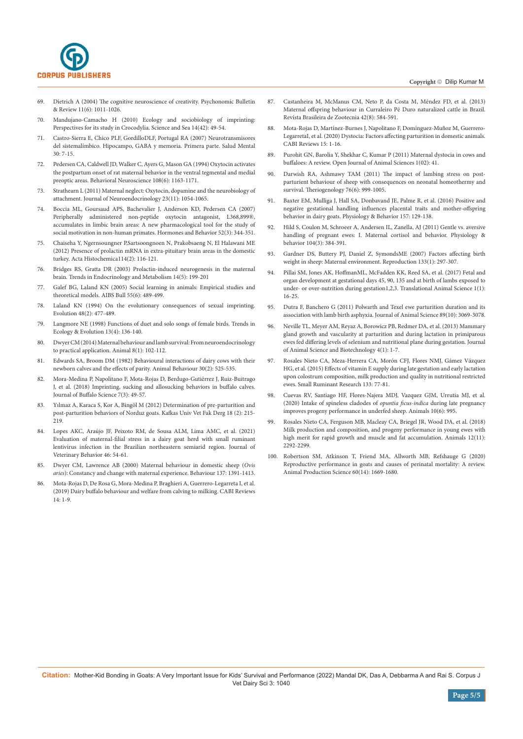69. Dietrich A (2004) The cognitive neuroscience of creativity. Psychonomic Bulletin & Review 11(6): 1011-1026.
70. Mandujano-Camacho H (2010) Ecology and sociobiology of imprinting: Perspectives for its study in Crocodylia. Science and Sea 14(42): 49-54.
71. Castro-Sierra E, Chico PLF, GordilloDLF, Portugal RA (2007) Neurotransmisores del sistemalímbico. Hipocampo, GABA y memoria. Primera parte. Salud Mental 30: 7-15.
72. Pedersen CA, Caldwell JD, Walker C, Ayers G, Mason GA (1994) Oxytocin activates the postpartum onset of rat maternal behavior in the ventral tegmental and medial preoptic areas. Behavioral Neuroscience 108(6): 1163-1171.
73. Strathearn L (2011) Maternal neglect: Oxytocin, dopamine and the neurobiology of attachment. Journal of Neuroendocrinology 23(11): 1054-1065.
74. Boccia ML, Goursaud APS, Bachevalier J, Anderson KD, Pedersen CA (2007) Peripherally administered non-peptide oxytocin antagonist, L368,899®, accumulates in limbic brain areas: A new pharmacological tool for the study of social motivation in non-human primates. Hormones and Behavior 52(3): 344-351.
75. Chaiseha Y, Ngernsoungner P,Sartsoongnoen N, Prakobsaeng N, El Halawani ME (2012) Presence of prolactin mRNA in extra-pituitary brain areas in the domestic turkey. Acta Histochemica114(2): 116-121.
76. Bridges RS, Gratta DR (2003) Prolactin-induced neurogenesis in the maternal brain. Trends in Endocrinology and Metabolism 14(5): 199-201
77. Galef BG, Laland KN (2005) Social learning in animals: Empirical studies and theoretical models. AIBS Bull 55(6): 489-499.
78. Laland KN (1994) On the evolutionary consequences of sexual imprinting. Evolution 48(2): 477-489.
79. Langmore NE (1998) Functions of duet and solo songs of female birds. Trends in Ecology & Evolution 13(4): 136-140.
80. Dwyer CM (2014) Maternal behaviour and lamb survival: From neuroendocrinology to practical application. Animal 8(1): 102-112.
81. Edwards SA, Broom DM (1982) Behavioural interactions of dairy cows with their newborn calves and the effects of parity. Animal Behaviour 30(2): 525-535.
82. Mora-Medina P, Napolitano F, Mota-Rojas D, Berdugo-Gutiérrez J, Ruiz-Buitrago J, et al. (2018) Imprinting, sucking and allosucking behaviors in buffalo calves. Journal of Buffalo Science 7(3): 49-57.
83. Yılmaz A, Karaca S, Kor A, Bingöl M (2012) Determination of pre-parturition and post-parturition behaviors of Norduz goats. Kafkas Univ Vet Fak Derg 18 (2): 215-219.
84. Lopes AKC, Araújo JF, Peixoto RM, de Sousa ALM, Lima AMC, et al. (2021) Evaluation of maternal-filial stress in a dairy goat herd with small ruminant lentivirus infection in the Brazilian northeastern semiarid region. Journal of Veterinary Behavior 46: 54-61.
85. Dwyer CM, Lawrence AB (2000) Maternal behaviour in domestic sheep (*Ovis aries*): Constancy and change with maternal experience. Behaviour 137: 1391-1413.
86. Mota-Rojas D, De Rosa G, Mora-Medina P, Braghieri A, Guerrero-Legarreta I, et al. (2019) Dairy buffalo behaviour and welfare from calving to milking. CABI Reviews 14: 1-9.
87. Castanheira M, McManus CM, Neto P, da Costa M, Méndez FD, et al. (2013) Maternal offspring behaviour in Curraleiro Pé Duro naturalized cattle in Brazil. Revista Brasileira de Zootecnia 42(8): 584-591.
88. Mota-Rojas D, Martínez-Burnes J, Napolitano F, Domínguez-Muñoz M, Guerrero-LegarretaI, et al. (2020) Dystocia: Factors affecting parturition in domestic animals. CABI Reviews 15: 1-16.
89. Purohit GN, Barolia Y, Shekhar C, Kumar P (2011) Maternal dystocia in cows and buffaloes: A review. Open Journal of Animal Sciences 1(02): 41.
90. Darwish RA, Ashmawy TAM (2011) The impact of lambing stress on post-parturient behaviour of sheep with consequences on neonatal homeothermy and survival. Theriogenology 76(6): 999-1005.
91. Baxter EM, Mulliga J, Hall SA, Donbavand JE, Palme R, et al. (2016) Positive and negative gestational handling influences placental traits and mother-offspring behavior in dairy goats. Physiology & Behavior 157: 129-138.
92. Hild S, Coulon M, Schroeer A, Andersen IL, Zanella, AJ (2011) Gentle vs. aversive handling of pregnant ewes: I. Maternal cortisol and behavior. Physiology & behavior 104(3): 384-391.
93. Gardner DS, Buttery PJ, Daniel Z, SymondsME (2007) Factors affecting birth weight in sheep: Maternal environment. Reproduction 133(1): 297-307.
94. Pillai SM, Jones AK, HoffmanML, McFadden KK, Reed SA, et al. (2017) Fetal and organ development at gestational days 45, 90, 135 and at birth of lambs exposed to under- or over-nutrition during gestation1,2,3. Translational Animal Science 1(1): 16-25.
95. Dutra F, Banchero G (2011) Polwarth and Texel ewe parturition duration and its association with lamb birth asphyxia. Journal of Animal Science 89(10): 3069-3078.
96. Neville TL, Meyer AM, Reyaz A, Borowicz PB, Redmer DA, et al. (2013) Mammary gland growth and vascularity at parturition and during lactation in primiparous ewes fed differing levels of selenium and nutritional plane during gestation. Journal of Animal Science and Biotechnology 4(1): 1-7.
97. Rosales Nieto CA, Meza-Herrera CA, Morón CFJ, Flores NMJ, Gámez Vázquez HG, et al. (2015) Effects of vitamin E supply during late gestation and early lactation upon colostrum composition, milk production and quality in nutritional restricted ewes. Small Ruminant Research 133: 77-81.
98. Cuevas RV, Santiago HF, Flores-Najera MDJ, Vazquez GJM, Urrutia MJ, et al. (2020) Intake of spineless cladodes of *opuntia ficus-indica* during late pregnancy improves progeny performance in underfed sheep. Animals 10(6): 995.
99. Rosales Nieto CA, Ferguson MB, Macleay CA, Briegel JR, Wood DA, et al. (2018) Milk production and composition, and progeny performance in young ewes with high merit for rapid growth and muscle and fat accumulation. Animals 12(11): 2292-2299.
100. Robertson SM, Atkinson T, Friend MA, Allworth MB, Refshauge G (2020) Reproductive performance in goats and causes of perinatal mortality: A review. Animal Production Science 60(14): 1669-1680.